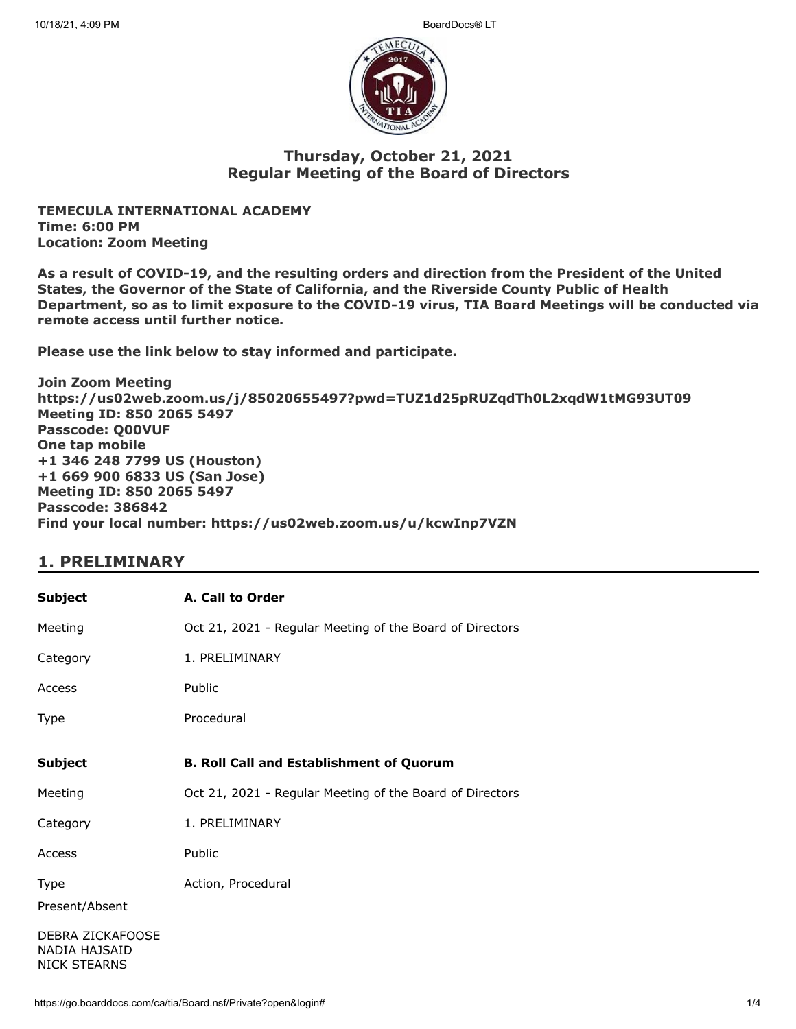## Thursday, October 21, 2021
## Regular Meeting of the Board of Directors

**TEMECULA INTERNATIONAL ACADEMY**
**Time: 6:00 PM**
**Location: Zoom Meeting**

**As a result of COVID-19, and the resulting orders and direction from the President of the United States, the Governor of the State of California, and the Riverside County Public of Health Department, so as to limit exposure to the COVID-19 virus, TIA Board Meetings will be conducted via remote access until further notice.**

**Please use the link below to stay informed and participate.**

**Join Zoom Meeting**
**https://us02web.zoom.us/j/85020655497?pwd=TUZ1d25pRUZqdTh0L2xqdW1tMG93UT09**
**Meeting ID: 850 2065 5497**
**Passcode: Q00VUF**
**One tap mobile**
**+1 346 248 7799 US (Houston)**
**+1 669 900 6833 US (San Jose)**
**Meeting ID: 850 2065 5497**
**Passcode: 386842**
**Find your local number: https://us02web.zoom.us/u/kcwInp7VZN**

## 1. PRELIMINARY

| | |
|---|---|
| **Subject** | **A. Call to Order** |
| Meeting | Oct 21, 2021 - Regular Meeting of the Board of Directors |
| Category | 1. PRELIMINARY |
| Access | Public |
| Type | Procedural |

| | |
|---|---|
| **Subject** | **B. Roll Call and Establishment of Quorum** |
| Meeting | Oct 21, 2021 - Regular Meeting of the Board of Directors |
| Category | 1. PRELIMINARY |
| Access | Public |
| Type | Action, Procedural |

Present/Absent

DEBRA ZICKAFOOSE
NADIA HAJSAID
NICK STEARNS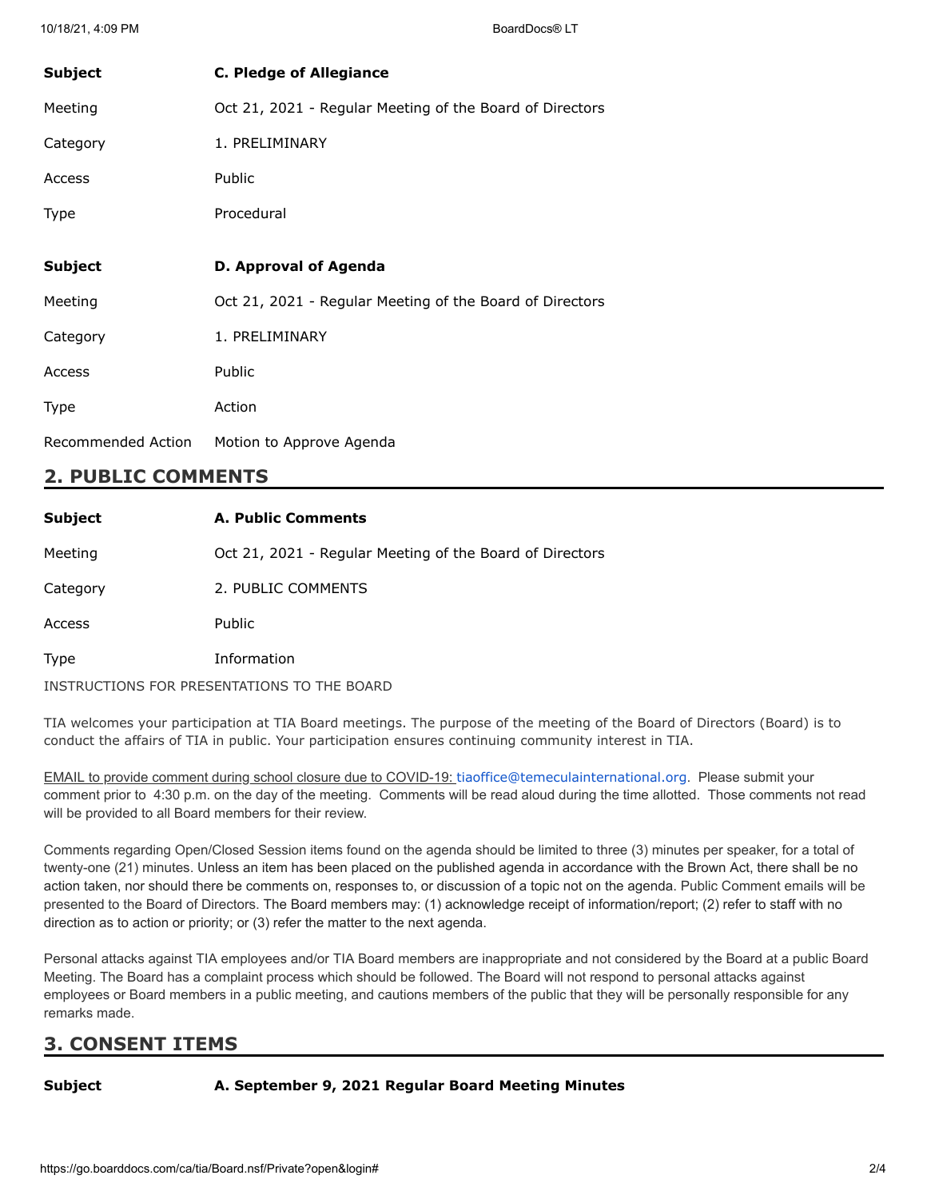| | |
|---|---|
| **Subject** | **C. Pledge of Allegiance** |
| Meeting | Oct 21, 2021 - Regular Meeting of the Board of Directors |
| Category | 1. PRELIMINARY |
| Access | Public |
| Type | Procedural |

| | |
|---|---|
| **Subject** | **D. Approval of Agenda** |
| Meeting | Oct 21, 2021 - Regular Meeting of the Board of Directors |
| Category | 1. PRELIMINARY |
| Access | Public |
| Type | Action |
| Recommended Action | Motion to Approve Agenda |

## 2. PUBLIC COMMENTS

| | |
|---|---|
| **Subject** | **A. Public Comments** |
| Meeting | Oct 21, 2021 - Regular Meeting of the Board of Directors |
| Category | 2. PUBLIC COMMENTS |
| Access | Public |
| Type | Information |

INSTRUCTIONS FOR PRESENTATIONS TO THE BOARD

TIA welcomes your participation at TIA Board meetings. The purpose of the meeting of the Board of Directors (Board) is to conduct the affairs of TIA in public. Your participation ensures continuing community interest in TIA.

EMAIL to provide comment during school closure due to COVID-19: tiaoffice@temeculainternational.org. Please submit your comment prior to 4:30 p.m. on the day of the meeting. Comments will be read aloud during the time allotted. Those comments not read will be provided to all Board members for their review.

Comments regarding Open/Closed Session items found on the agenda should be limited to three (3) minutes per speaker, for a total of twenty-one (21) minutes. Unless an item has been placed on the published agenda in accordance with the Brown Act, there shall be no action taken, nor should there be comments on, responses to, or discussion of a topic not on the agenda. Public Comment emails will be presented to the Board of Directors. The Board members may: (1) acknowledge receipt of information/report; (2) refer to staff with no direction as to action or priority; or (3) refer the matter to the next agenda.

Personal attacks against TIA employees and/or TIA Board members are inappropriate and not considered by the Board at a public Board Meeting. The Board has a complaint process which should be followed. The Board will not respond to personal attacks against employees or Board members in a public meeting, and cautions members of the public that they will be personally responsible for any remarks made.

## 3. CONSENT ITEMS

| | |
|---|---|
| **Subject** | **A. September 9, 2021 Regular Board Meeting Minutes** |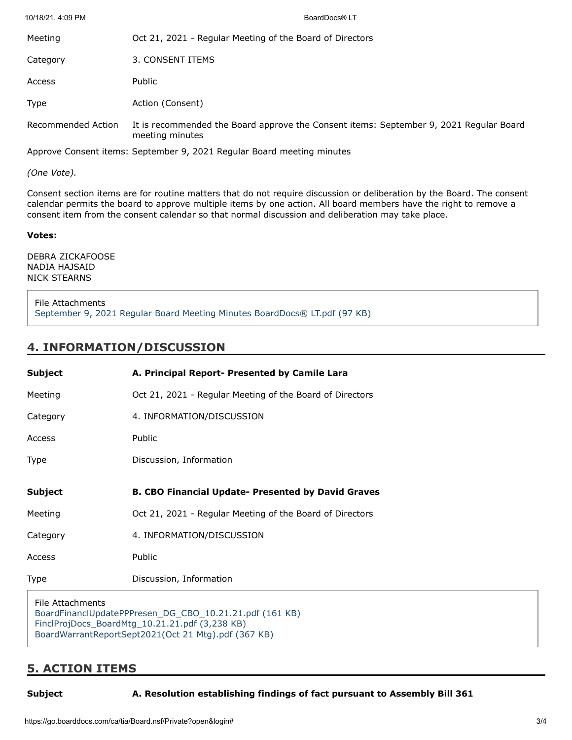| | |
|---|---|
| Meeting | Oct 21, 2021 - Regular Meeting of the Board of Directors |
| Category | 3. CONSENT ITEMS |
| Access | Public |
| Type | Action (Consent) |
| Recommended Action | It is recommended the Board approve the Consent items: September 9, 2021 Regular Board meeting minutes |

Approve Consent items: September 9, 2021 Regular Board meeting minutes

*(One Vote).*

Consent section items are for routine matters that do not require discussion or deliberation by the Board. The consent calendar permits the board to approve multiple items by one action. All board members have the right to remove a consent item from the consent calendar so that normal discussion and deliberation may take place.

**Votes:**

DEBRA ZICKAFOOSE
NADIA HAJSAID
NICK STEARNS

File Attachments
September 9, 2021 Regular Board Meeting Minutes BoardDocs® LT.pdf (97 KB)

## 4. INFORMATION/DISCUSSION

| | |
|---|---|
| **Subject** | **A. Principal Report- Presented by Camile Lara** |
| Meeting | Oct 21, 2021 - Regular Meeting of the Board of Directors |
| Category | 4. INFORMATION/DISCUSSION |
| Access | Public |
| Type | Discussion, Information |

| | |
|---|---|
| **Subject** | **B. CBO Financial Update- Presented by David Graves** |
| Meeting | Oct 21, 2021 - Regular Meeting of the Board of Directors |
| Category | 4. INFORMATION/DISCUSSION |
| Access | Public |
| Type | Discussion, Information |

File Attachments
BoardFinanclUpdatePPPresen_DG_CBO_10.21.21.pdf (161 KB)
FinclProjDocs_BoardMtg_10.21.21.pdf (3,238 KB)
BoardWarrantReportSept2021(Oct 21 Mtg).pdf (367 KB)

## 5. ACTION ITEMS

| | |
|---|---|
| **Subject** | **A. Resolution establishing findings of fact pursuant to Assembly Bill 361** |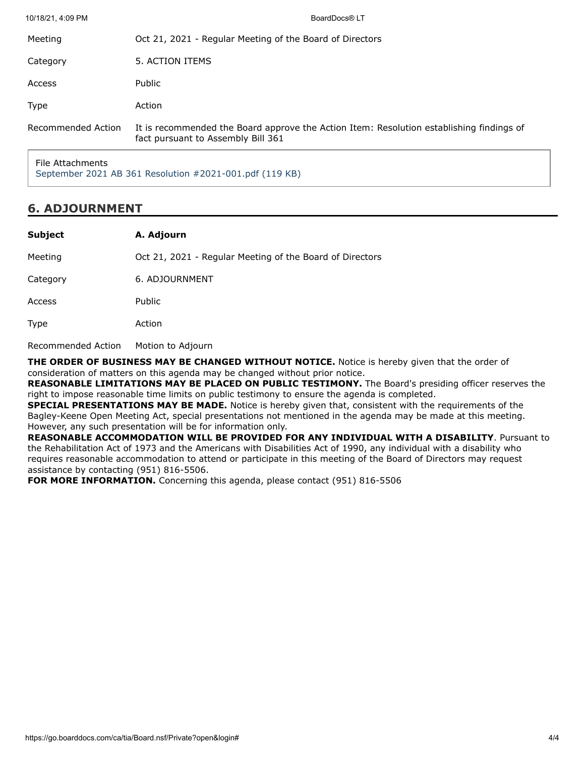| | |
|---|---|
| Meeting | Oct 21, 2021 - Regular Meeting of the Board of Directors |
| Category | 5. ACTION ITEMS |
| Access | Public |
| Type | Action |
| Recommended Action | It is recommended the Board approve the Action Item: Resolution establishing findings of fact pursuant to Assembly Bill 361 |

File Attachments
September 2021 AB 361 Resolution #2021-001.pdf (119 KB)

## 6. ADJOURNMENT

| | |
|---|---|
| **Subject** | **A. Adjourn** |
| Meeting | Oct 21, 2021 - Regular Meeting of the Board of Directors |
| Category | 6. ADJOURNMENT |
| Access | Public |
| Type | Action |
| Recommended Action | Motion to Adjourn |

**THE ORDER OF BUSINESS MAY BE CHANGED WITHOUT NOTICE.** Notice is hereby given that the order of consideration of matters on this agenda may be changed without prior notice.
**REASONABLE LIMITATIONS MAY BE PLACED ON PUBLIC TESTIMONY.** The Board's presiding officer reserves the right to impose reasonable time limits on public testimony to ensure the agenda is completed.
**SPECIAL PRESENTATIONS MAY BE MADE.** Notice is hereby given that, consistent with the requirements of the Bagley-Keene Open Meeting Act, special presentations not mentioned in the agenda may be made at this meeting. However, any such presentation will be for information only.
**REASONABLE ACCOMMODATION WILL BE PROVIDED FOR ANY INDIVIDUAL WITH A DISABILITY**. Pursuant to the Rehabilitation Act of 1973 and the Americans with Disabilities Act of 1990, any individual with a disability who requires reasonable accommodation to attend or participate in this meeting of the Board of Directors may request assistance by contacting (951) 816-5506.
**FOR MORE INFORMATION.** Concerning this agenda, please contact (951) 816-5506